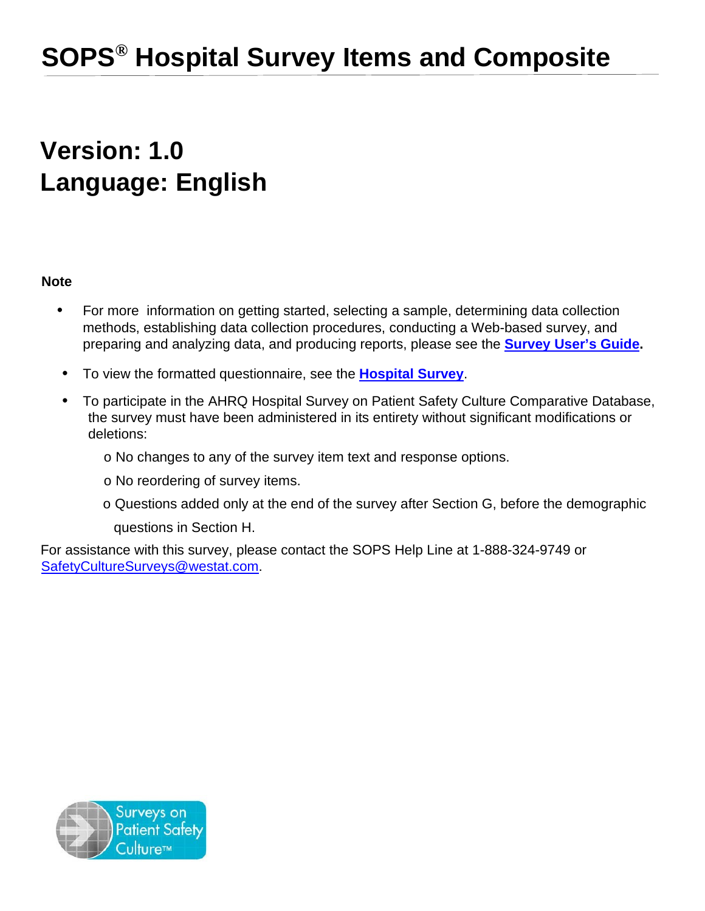# SOPS® Hospital Survey Items and Composite

## Version: 1.0
## Language: English

**Note**

- For more information on getting started, selecting a sample, determining data collection methods, establishing data collection procedures, conducting a Web-based survey, and preparing and analyzing data, and producing reports, please see the **Survey User's Guide.**
- To view the formatted questionnaire, see the **Hospital Survey**.
- To participate in the AHRQ Hospital Survey on Patient Safety Culture Comparative Database, the survey must have been administered in its entirety without significant modifications or deletions:
  - No changes to any of the survey item text and response options.
  - No reordering of survey items.
  - Questions added only at the end of the survey after Section G, before the demographic questions in Section H.

For assistance with this survey, please contact the SOPS Help Line at 1-888-324-9749 or SafetyCultureSurveys@westat.com.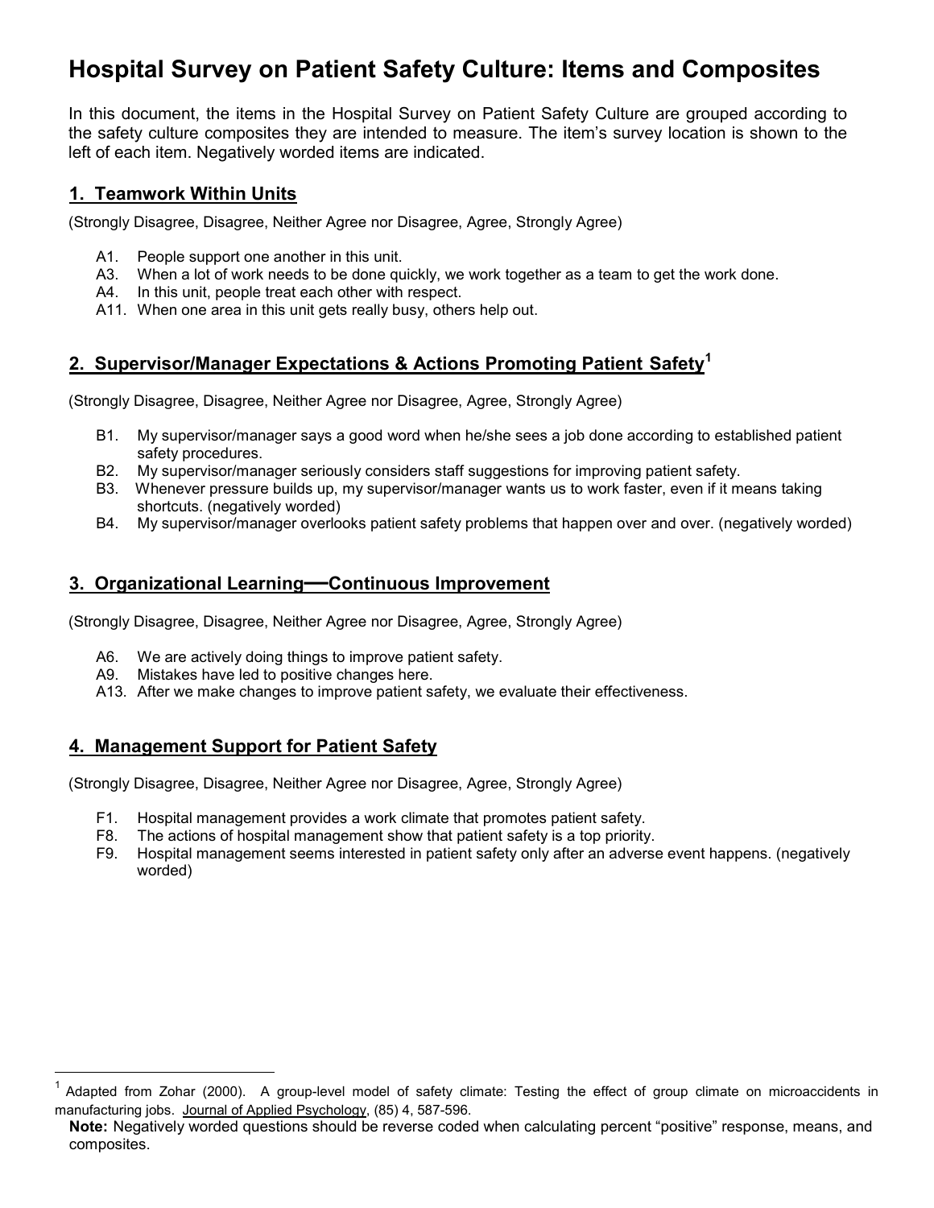# Hospital Survey on Patient Safety Culture: Items and Composites

In this document, the items in the Hospital Survey on Patient Safety Culture are grouped according to the safety culture composites they are intended to measure. The item's survey location is shown to the left of each item. Negatively worded items are indicated.

## 1. Teamwork Within Units

(Strongly Disagree, Disagree, Neither Agree nor Disagree, Agree, Strongly Agree)

- A1. People support one another in this unit.
- A3. When a lot of work needs to be done quickly, we work together as a team to get the work done.
- A4. In this unit, people treat each other with respect.
- A11. When one area in this unit gets really busy, others help out.

## 2. Supervisor/Manager Expectations & Actions Promoting Patient Safety[1]

(Strongly Disagree, Disagree, Neither Agree nor Disagree, Agree, Strongly Agree)

- B1. My supervisor/manager says a good word when he/she sees a job done according to established patient safety procedures.
- B2. My supervisor/manager seriously considers staff suggestions for improving patient safety.
- B3. Whenever pressure builds up, my supervisor/manager wants us to work faster, even if it means taking shortcuts. (negatively worded)
- B4. My supervisor/manager overlooks patient safety problems that happen over and over. (negatively worded)

## 3. Organizational Learning—Continuous Improvement

(Strongly Disagree, Disagree, Neither Agree nor Disagree, Agree, Strongly Agree)

- A6. We are actively doing things to improve patient safety.
- A9. Mistakes have led to positive changes here.
- A13. After we make changes to improve patient safety, we evaluate their effectiveness.

## 4. Management Support for Patient Safety

(Strongly Disagree, Disagree, Neither Agree nor Disagree, Agree, Strongly Agree)

- F1. Hospital management provides a work climate that promotes patient safety.
- F8. The actions of hospital management show that patient safety is a top priority.
- F9. Hospital management seems interested in patient safety only after an adverse event happens. (negatively worded)

---

[1] Adapted from Zohar (2000). A group-level model of safety climate: Testing the effect of group climate on microaccidents in manufacturing jobs. Journal of Applied Psychology, (85) 4, 587-596.

**Note:** Negatively worded questions should be reverse coded when calculating percent "positive" response, means, and composites.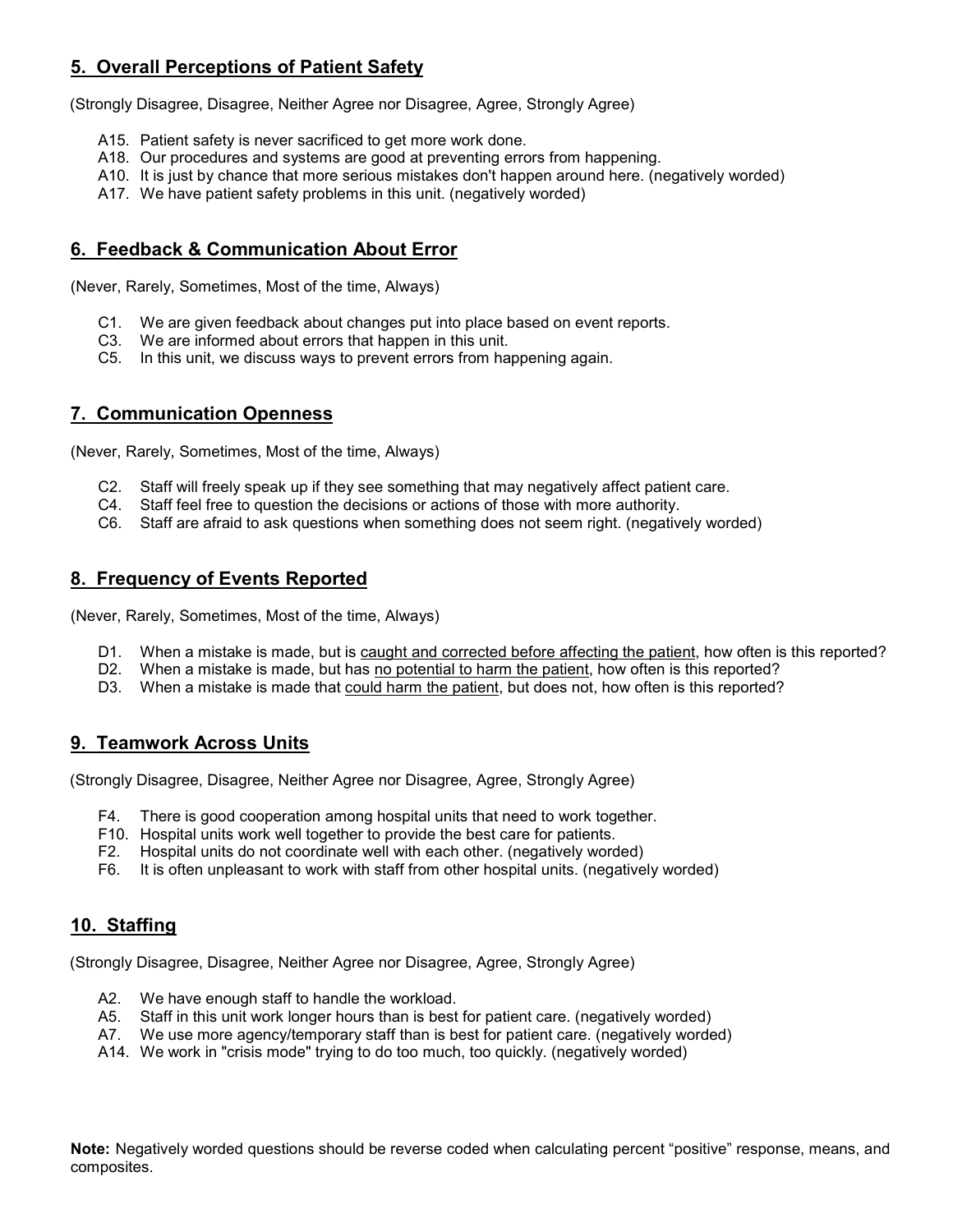## 5. Overall Perceptions of Patient Safety

(Strongly Disagree, Disagree, Neither Agree nor Disagree, Agree, Strongly Agree)

- A15. Patient safety is never sacrificed to get more work done.
- A18. Our procedures and systems are good at preventing errors from happening.
- A10. It is just by chance that more serious mistakes don't happen around here. (negatively worded)
- A17. We have patient safety problems in this unit. (negatively worded)

## 6. Feedback & Communication About Error

(Never, Rarely, Sometimes, Most of the time, Always)

- C1. We are given feedback about changes put into place based on event reports.
- C3. We are informed about errors that happen in this unit.
- C5. In this unit, we discuss ways to prevent errors from happening again.

## 7. Communication Openness

(Never, Rarely, Sometimes, Most of the time, Always)

- C2. Staff will freely speak up if they see something that may negatively affect patient care.
- C4. Staff feel free to question the decisions or actions of those with more authority.
- C6. Staff are afraid to ask questions when something does not seem right. (negatively worded)

## 8. Frequency of Events Reported

(Never, Rarely, Sometimes, Most of the time, Always)

- D1. When a mistake is made, but is <u>caught and corrected before affecting the patient</u>, how often is this reported?
- D2. When a mistake is made, but has <u>no potential to harm the patient</u>, how often is this reported?
- D3. When a mistake is made that <u>could harm the patient</u>, but does not, how often is this reported?

## 9. Teamwork Across Units

(Strongly Disagree, Disagree, Neither Agree nor Disagree, Agree, Strongly Agree)

- F4. There is good cooperation among hospital units that need to work together.
- F10. Hospital units work well together to provide the best care for patients.
- F2. Hospital units do not coordinate well with each other. (negatively worded)
- F6. It is often unpleasant to work with staff from other hospital units. (negatively worded)

## 10. Staffing

(Strongly Disagree, Disagree, Neither Agree nor Disagree, Agree, Strongly Agree)

- A2. We have enough staff to handle the workload.
- A5. Staff in this unit work longer hours than is best for patient care. (negatively worded)
- A7. We use more agency/temporary staff than is best for patient care. (negatively worded)
- A14. We work in "crisis mode" trying to do too much, too quickly. (negatively worded)

**Note:** Negatively worded questions should be reverse coded when calculating percent "positive" response, means, and composites.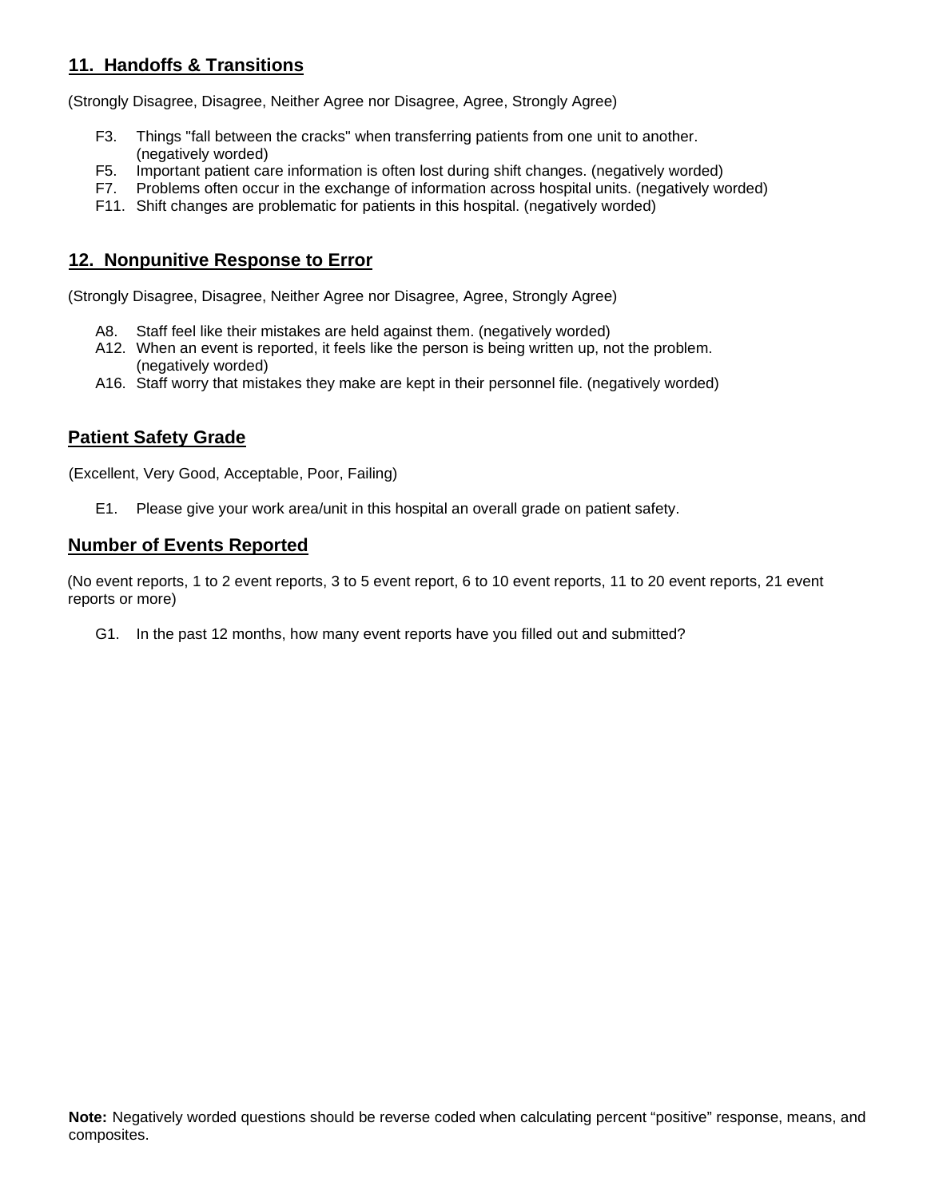## 11. Handoffs & Transitions

(Strongly Disagree, Disagree, Neither Agree nor Disagree, Agree, Strongly Agree)

- F3. Things "fall between the cracks" when transferring patients from one unit to another. (negatively worded)
- F5. Important patient care information is often lost during shift changes. (negatively worded)
- F7. Problems often occur in the exchange of information across hospital units. (negatively worded)
- F11. Shift changes are problematic for patients in this hospital. (negatively worded)

## 12. Nonpunitive Response to Error

(Strongly Disagree, Disagree, Neither Agree nor Disagree, Agree, Strongly Agree)

- A8. Staff feel like their mistakes are held against them. (negatively worded)
- A12. When an event is reported, it feels like the person is being written up, not the problem. (negatively worded)
- A16. Staff worry that mistakes they make are kept in their personnel file. (negatively worded)

## Patient Safety Grade

(Excellent, Very Good, Acceptable, Poor, Failing)

- E1. Please give your work area/unit in this hospital an overall grade on patient safety.

## Number of Events Reported

(No event reports, 1 to 2 event reports, 3 to 5 event report, 6 to 10 event reports, 11 to 20 event reports, 21 event reports or more)

- G1. In the past 12 months, how many event reports have you filled out and submitted?

**Note:** Negatively worded questions should be reverse coded when calculating percent "positive" response, means, and composites.